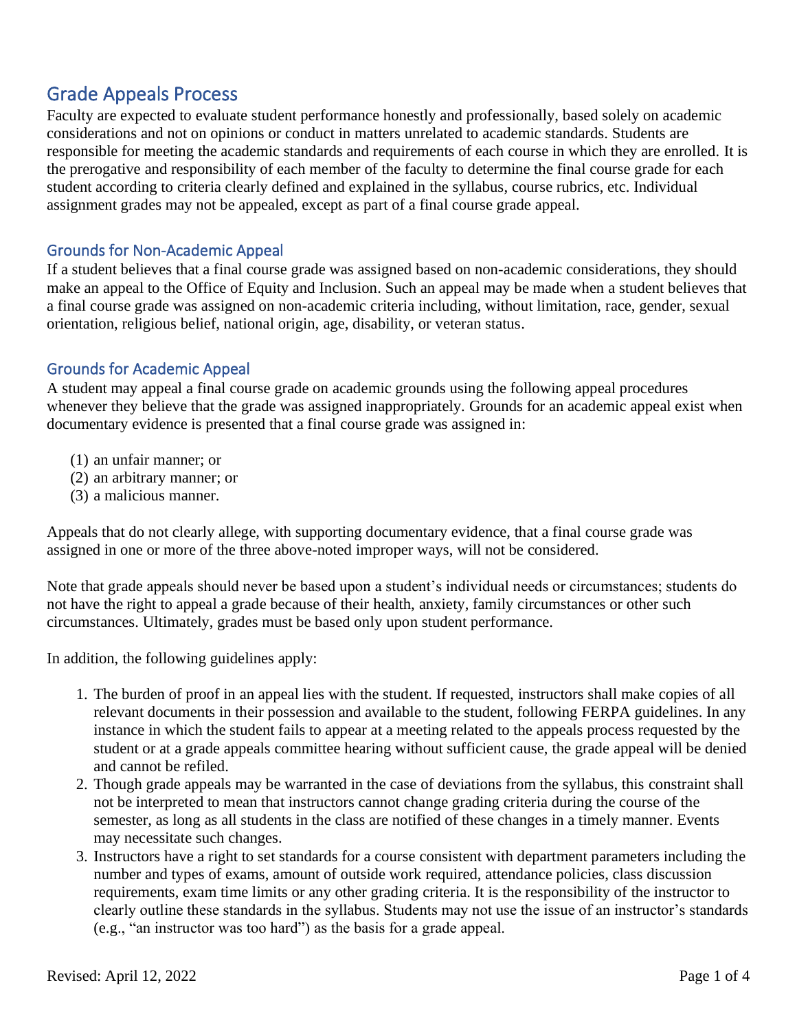# Grade Appeals Process

Faculty are expected to evaluate student performance honestly and professionally, based solely on academic considerations and not on opinions or conduct in matters unrelated to academic standards. Students are responsible for meeting the academic standards and requirements of each course in which they are enrolled. It is the prerogative and responsibility of each member of the faculty to determine the final course grade for each student according to criteria clearly defined and explained in the syllabus, course rubrics, etc. Individual assignment grades may not be appealed, except as part of a final course grade appeal.

## Grounds for Non-Academic Appeal

If a student believes that a final course grade was assigned based on non-academic considerations, they should make an appeal to the Office of Equity and Inclusion. Such an appeal may be made when a student believes that a final course grade was assigned on non-academic criteria including, without limitation, race, gender, sexual orientation, religious belief, national origin, age, disability, or veteran status.

## Grounds for Academic Appeal

A student may appeal a final course grade on academic grounds using the following appeal procedures whenever they believe that the grade was assigned inappropriately. Grounds for an academic appeal exist when documentary evidence is presented that a final course grade was assigned in:

(1) an unfair manner; or
(2) an arbitrary manner; or
(3) a malicious manner.

Appeals that do not clearly allege, with supporting documentary evidence, that a final course grade was assigned in one or more of the three above-noted improper ways, will not be considered.

Note that grade appeals should never be based upon a student's individual needs or circumstances; students do not have the right to appeal a grade because of their health, anxiety, family circumstances or other such circumstances. Ultimately, grades must be based only upon student performance.

In addition, the following guidelines apply:

1. The burden of proof in an appeal lies with the student. If requested, instructors shall make copies of all relevant documents in their possession and available to the student, following FERPA guidelines. In any instance in which the student fails to appear at a meeting related to the appeals process requested by the student or at a grade appeals committee hearing without sufficient cause, the grade appeal will be denied and cannot be refiled.
2. Though grade appeals may be warranted in the case of deviations from the syllabus, this constraint shall not be interpreted to mean that instructors cannot change grading criteria during the course of the semester, as long as all students in the class are notified of these changes in a timely manner. Events may necessitate such changes.
3. Instructors have a right to set standards for a course consistent with department parameters including the number and types of exams, amount of outside work required, attendance policies, class discussion requirements, exam time limits or any other grading criteria. It is the responsibility of the instructor to clearly outline these standards in the syllabus. Students may not use the issue of an instructor's standards (e.g., "an instructor was too hard") as the basis for a grade appeal.

Revised: April 12, 2022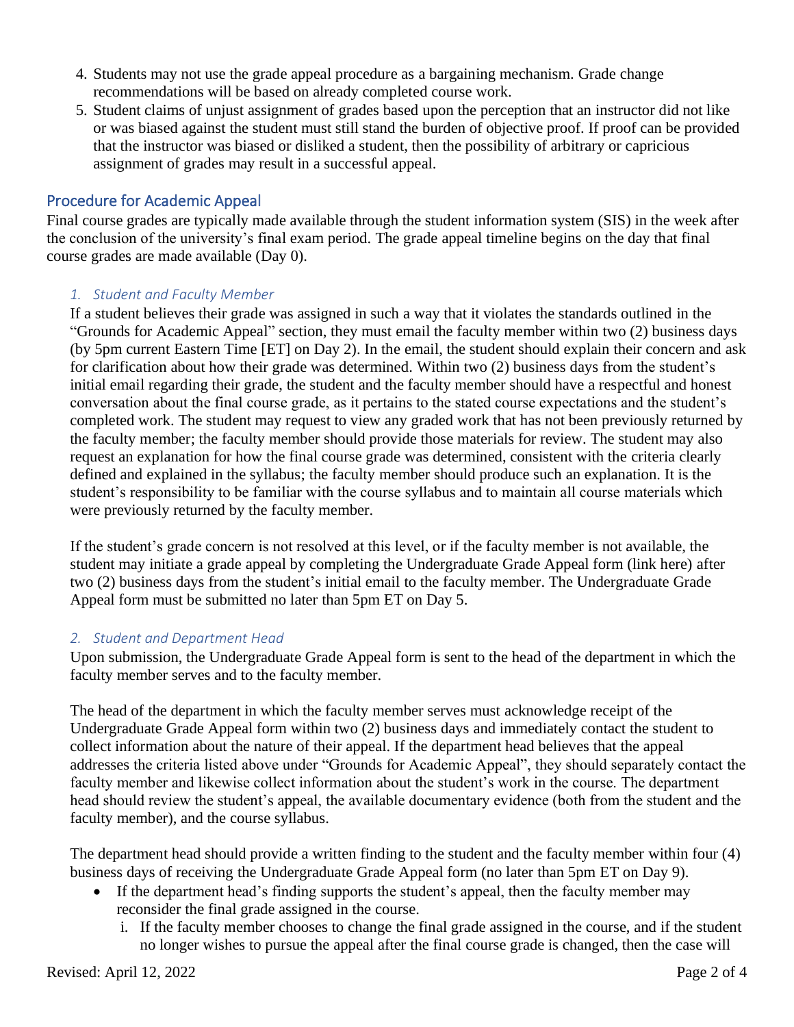4. Students may not use the grade appeal procedure as a bargaining mechanism. Grade change recommendations will be based on already completed course work.
5. Student claims of unjust assignment of grades based upon the perception that an instructor did not like or was biased against the student must still stand the burden of objective proof. If proof can be provided that the instructor was biased or disliked a student, then the possibility of arbitrary or capricious assignment of grades may result in a successful appeal.

## Procedure for Academic Appeal

Final course grades are typically made available through the student information system (SIS) in the week after the conclusion of the university's final exam period. The grade appeal timeline begins on the day that final course grades are made available (Day 0).

### *1. Student and Faculty Member*

If a student believes their grade was assigned in such a way that it violates the standards outlined in the "Grounds for Academic Appeal" section, they must email the faculty member within two (2) business days (by 5pm current Eastern Time [ET] on Day 2). In the email, the student should explain their concern and ask for clarification about how their grade was determined. Within two (2) business days from the student's initial email regarding their grade, the student and the faculty member should have a respectful and honest conversation about the final course grade, as it pertains to the stated course expectations and the student's completed work. The student may request to view any graded work that has not been previously returned by the faculty member; the faculty member should provide those materials for review. The student may also request an explanation for how the final course grade was determined, consistent with the criteria clearly defined and explained in the syllabus; the faculty member should produce such an explanation. It is the student's responsibility to be familiar with the course syllabus and to maintain all course materials which were previously returned by the faculty member.

If the student's grade concern is not resolved at this level, or if the faculty member is not available, the student may initiate a grade appeal by completing the Undergraduate Grade Appeal form (link here) after two (2) business days from the student's initial email to the faculty member. The Undergraduate Grade Appeal form must be submitted no later than 5pm ET on Day 5.

### *2. Student and Department Head*

Upon submission, the Undergraduate Grade Appeal form is sent to the head of the department in which the faculty member serves and to the faculty member.

The head of the department in which the faculty member serves must acknowledge receipt of the Undergraduate Grade Appeal form within two (2) business days and immediately contact the student to collect information about the nature of their appeal. If the department head believes that the appeal addresses the criteria listed above under "Grounds for Academic Appeal", they should separately contact the faculty member and likewise collect information about the student's work in the course. The department head should review the student's appeal, the available documentary evidence (both from the student and the faculty member), and the course syllabus.

The department head should provide a written finding to the student and the faculty member within four (4) business days of receiving the Undergraduate Grade Appeal form (no later than 5pm ET on Day 9).

- If the department head's finding supports the student's appeal, then the faculty member may reconsider the final grade assigned in the course.
  i. If the faculty member chooses to change the final grade assigned in the course, and if the student no longer wishes to pursue the appeal after the final course grade is changed, then the case will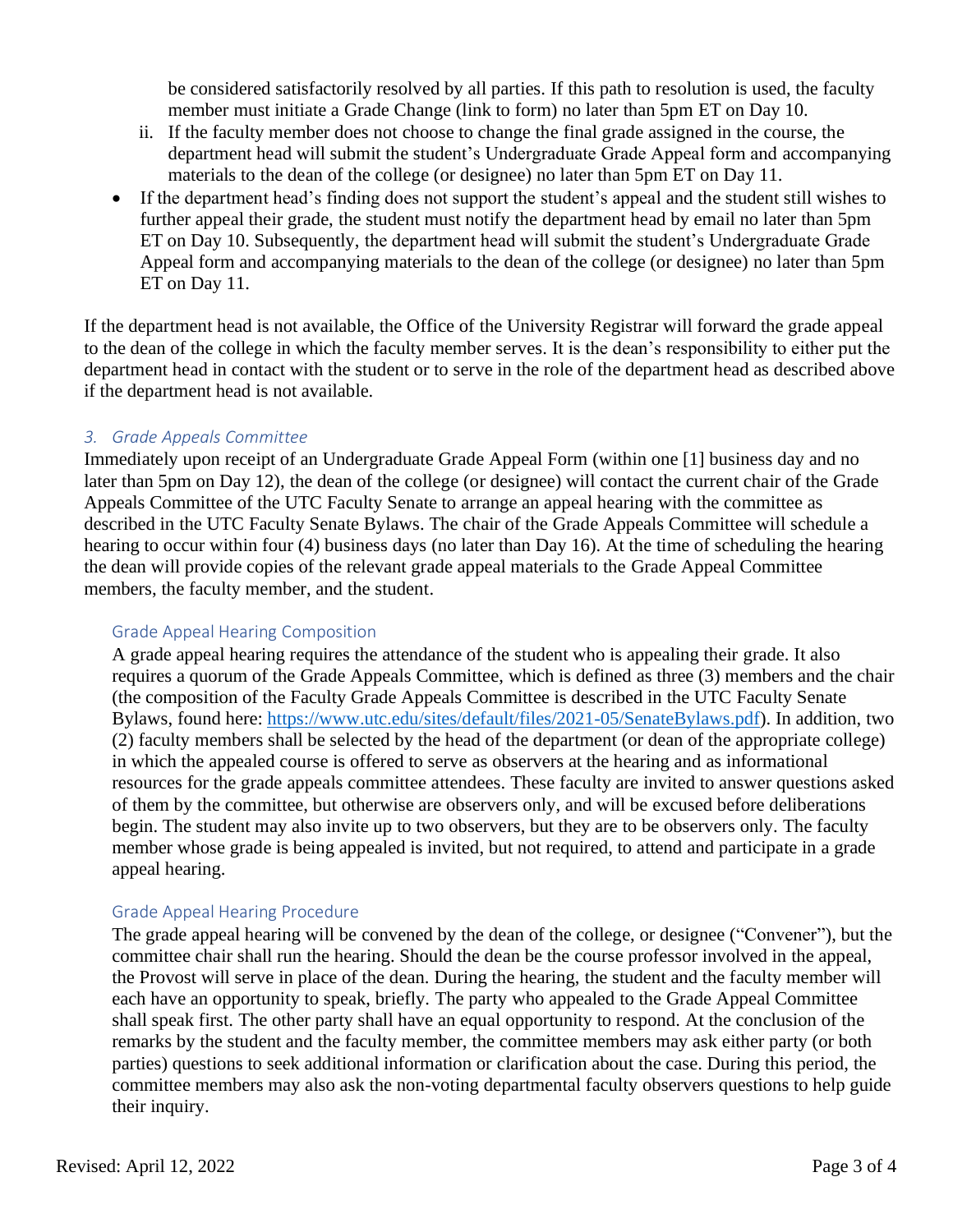be considered satisfactorily resolved by all parties. If this path to resolution is used, the faculty member must initiate a Grade Change (link to form) no later than 5pm ET on Day 10.

   ii. If the faculty member does not choose to change the final grade assigned in the course, the department head will submit the student's Undergraduate Grade Appeal form and accompanying materials to the dean of the college (or designee) no later than 5pm ET on Day 11.

- If the department head's finding does not support the student's appeal and the student still wishes to further appeal their grade, the student must notify the department head by email no later than 5pm ET on Day 10. Subsequently, the department head will submit the student's Undergraduate Grade Appeal form and accompanying materials to the dean of the college (or designee) no later than 5pm ET on Day 11.

If the department head is not available, the Office of the University Registrar will forward the grade appeal to the dean of the college in which the faculty member serves. It is the dean's responsibility to either put the department head in contact with the student or to serve in the role of the department head as described above if the department head is not available.

### *3. Grade Appeals Committee*

Immediately upon receipt of an Undergraduate Grade Appeal Form (within one [1] business day and no later than 5pm on Day 12), the dean of the college (or designee) will contact the current chair of the Grade Appeals Committee of the UTC Faculty Senate to arrange an appeal hearing with the committee as described in the UTC Faculty Senate Bylaws. The chair of the Grade Appeals Committee will schedule a hearing to occur within four (4) business days (no later than Day 16). At the time of scheduling the hearing the dean will provide copies of the relevant grade appeal materials to the Grade Appeal Committee members, the faculty member, and the student.

#### Grade Appeal Hearing Composition

A grade appeal hearing requires the attendance of the student who is appealing their grade. It also requires a quorum of the Grade Appeals Committee, which is defined as three (3) members and the chair (the composition of the Faculty Grade Appeals Committee is described in the UTC Faculty Senate Bylaws, found here: [https://www.utc.edu/sites/default/files/2021-05/SenateBylaws.pdf](https://www.utc.edu/sites/default/files/2021-05/SenateBylaws.pdf)). In addition, two (2) faculty members shall be selected by the head of the department (or dean of the appropriate college) in which the appealed course is offered to serve as observers at the hearing and as informational resources for the grade appeals committee attendees. These faculty are invited to answer questions asked of them by the committee, but otherwise are observers only, and will be excused before deliberations begin. The student may also invite up to two observers, but they are to be observers only. The faculty member whose grade is being appealed is invited, but not required, to attend and participate in a grade appeal hearing.

#### Grade Appeal Hearing Procedure

The grade appeal hearing will be convened by the dean of the college, or designee ("Convener"), but the committee chair shall run the hearing. Should the dean be the course professor involved in the appeal, the Provost will serve in place of the dean. During the hearing, the student and the faculty member will each have an opportunity to speak, briefly. The party who appealed to the Grade Appeal Committee shall speak first. The other party shall have an equal opportunity to respond. At the conclusion of the remarks by the student and the faculty member, the committee members may ask either party (or both parties) questions to seek additional information or clarification about the case. During this period, the committee members may also ask the non-voting departmental faculty observers questions to help guide their inquiry.

Revised: April 12, 2022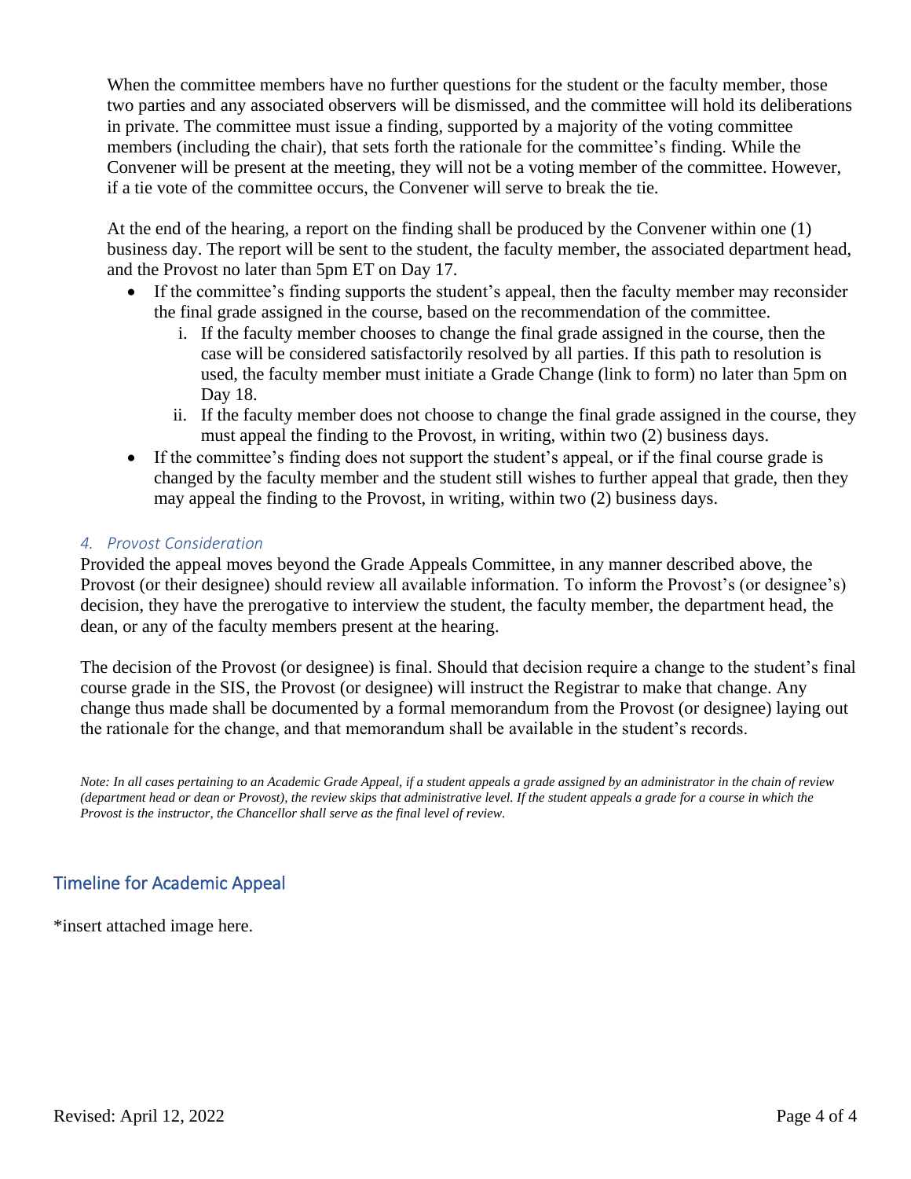When the committee members have no further questions for the student or the faculty member, those two parties and any associated observers will be dismissed, and the committee will hold its deliberations in private. The committee must issue a finding, supported by a majority of the voting committee members (including the chair), that sets forth the rationale for the committee's finding. While the Convener will be present at the meeting, they will not be a voting member of the committee. However, if a tie vote of the committee occurs, the Convener will serve to break the tie.

At the end of the hearing, a report on the finding shall be produced by the Convener within one (1) business day. The report will be sent to the student, the faculty member, the associated department head, and the Provost no later than 5pm ET on Day 17.

- If the committee's finding supports the student's appeal, then the faculty member may reconsider the final grade assigned in the course, based on the recommendation of the committee.
  i. If the faculty member chooses to change the final grade assigned in the course, then the case will be considered satisfactorily resolved by all parties. If this path to resolution is used, the faculty member must initiate a Grade Change (link to form) no later than 5pm on Day 18.
  ii. If the faculty member does not choose to change the final grade assigned in the course, they must appeal the finding to the Provost, in writing, within two (2) business days.
- If the committee's finding does not support the student's appeal, or if the final course grade is changed by the faculty member and the student still wishes to further appeal that grade, then they may appeal the finding to the Provost, in writing, within two (2) business days.

### *4. Provost Consideration*

Provided the appeal moves beyond the Grade Appeals Committee, in any manner described above, the Provost (or their designee) should review all available information. To inform the Provost's (or designee's) decision, they have the prerogative to interview the student, the faculty member, the department head, the dean, or any of the faculty members present at the hearing.

The decision of the Provost (or designee) is final. Should that decision require a change to the student's final course grade in the SIS, the Provost (or designee) will instruct the Registrar to make that change. Any change thus made shall be documented by a formal memorandum from the Provost (or designee) laying out the rationale for the change, and that memorandum shall be available in the student's records.

*Note: In all cases pertaining to an Academic Grade Appeal, if a student appeals a grade assigned by an administrator in the chain of review (department head or dean or Provost), the review skips that administrative level. If the student appeals a grade for a course in which the Provost is the instructor, the Chancellor shall serve as the final level of review.*

## Timeline for Academic Appeal

*insert attached image here.